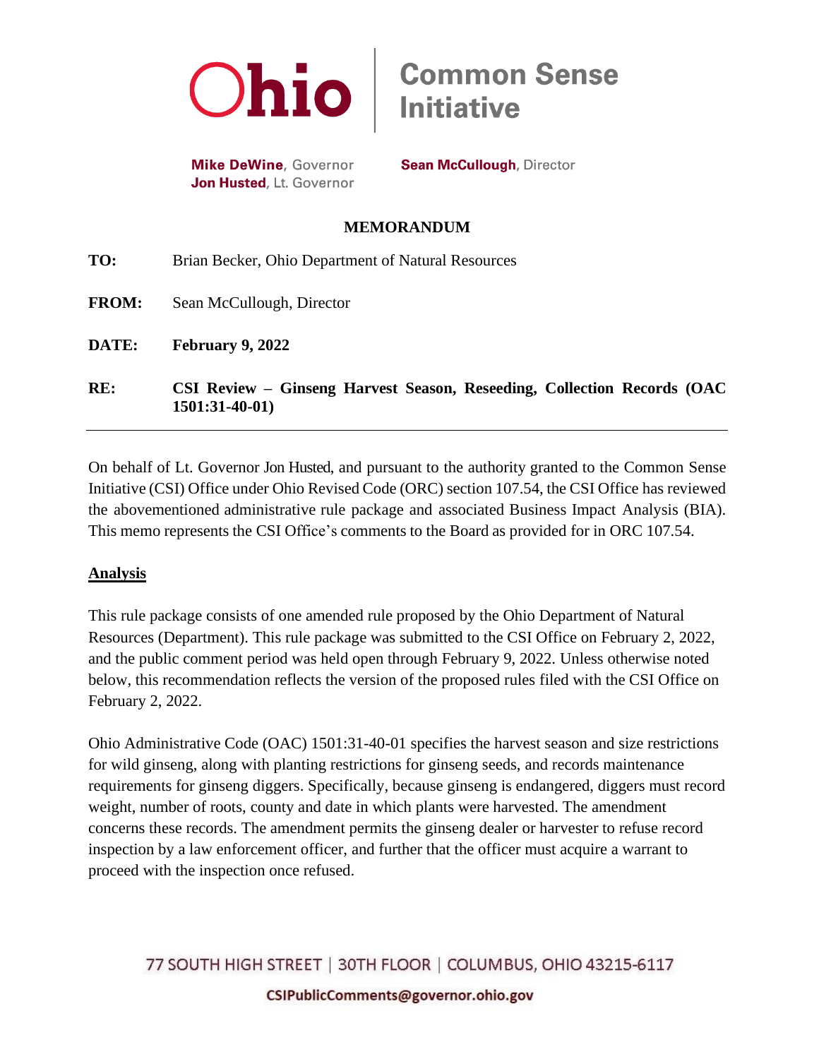**Ohio** | **Common Sense Initiative**

**Mike DeWine**, Governor
**Jon Husted**, Lt. Governor

**Sean McCullough**, Director

## MEMORANDUM

**TO:** Brian Becker, Ohio Department of Natural Resources

**FROM:** Sean McCullough, Director

**DATE:** **February 9, 2022**

**RE:** **CSI Review – Ginseng Harvest Season, Reseeding, Collection Records (OAC 1501:31-40-01)**

---

On behalf of Lt. Governor Jon Husted, and pursuant to the authority granted to the Common Sense Initiative (CSI) Office under Ohio Revised Code (ORC) section 107.54, the CSI Office has reviewed the abovementioned administrative rule package and associated Business Impact Analysis (BIA). This memo represents the CSI Office's comments to the Board as provided for in ORC 107.54.

### Analysis

This rule package consists of one amended rule proposed by the Ohio Department of Natural Resources (Department). This rule package was submitted to the CSI Office on February 2, 2022, and the public comment period was held open through February 9, 2022. Unless otherwise noted below, this recommendation reflects the version of the proposed rules filed with the CSI Office on February 2, 2022.

Ohio Administrative Code (OAC) 1501:31-40-01 specifies the harvest season and size restrictions for wild ginseng, along with planting restrictions for ginseng seeds, and records maintenance requirements for ginseng diggers. Specifically, because ginseng is endangered, diggers must record weight, number of roots, county and date in which plants were harvested. The amendment concerns these records. The amendment permits the ginseng dealer or harvester to refuse record inspection by a law enforcement officer, and further that the officer must acquire a warrant to proceed with the inspection once refused.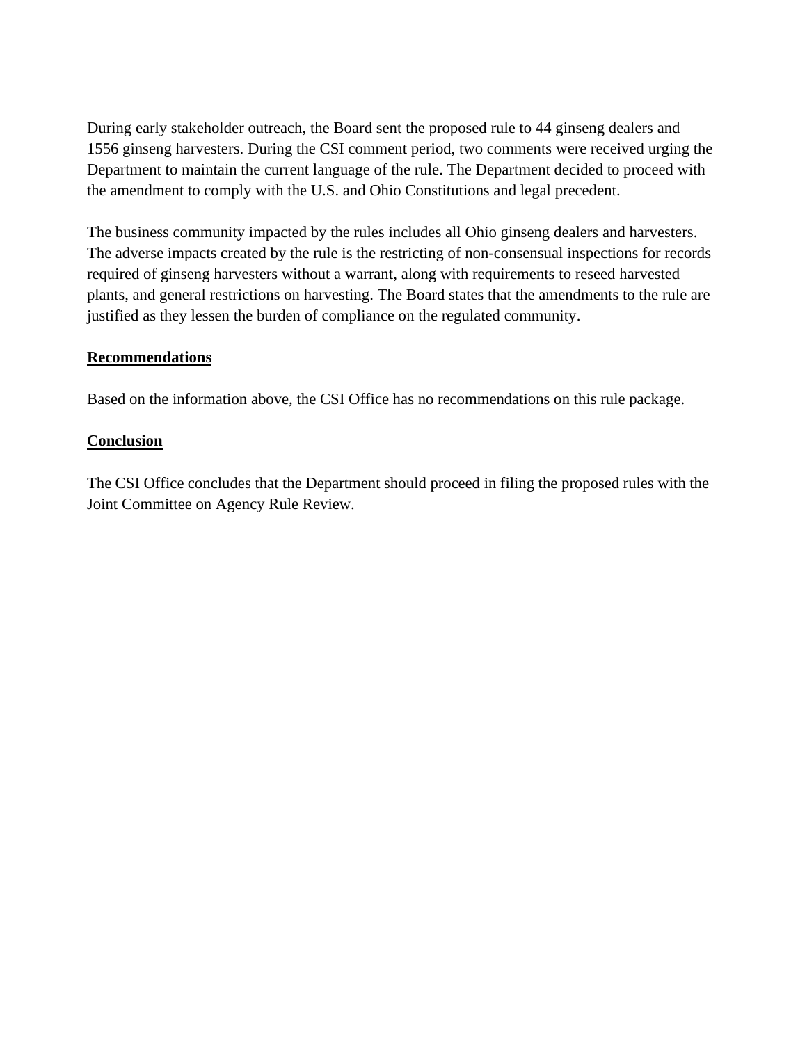During early stakeholder outreach, the Board sent the proposed rule to 44 ginseng dealers and 1556 ginseng harvesters. During the CSI comment period, two comments were received urging the Department to maintain the current language of the rule. The Department decided to proceed with the amendment to comply with the U.S. and Ohio Constitutions and legal precedent.

The business community impacted by the rules includes all Ohio ginseng dealers and harvesters. The adverse impacts created by the rule is the restricting of non-consensual inspections for records required of ginseng harvesters without a warrant, along with requirements to reseed harvested plants, and general restrictions on harvesting. The Board states that the amendments to the rule are justified as they lessen the burden of compliance on the regulated community.

## **Recommendations**

Based on the information above, the CSI Office has no recommendations on this rule package.

## **Conclusion**

The CSI Office concludes that the Department should proceed in filing the proposed rules with the Joint Committee on Agency Rule Review.